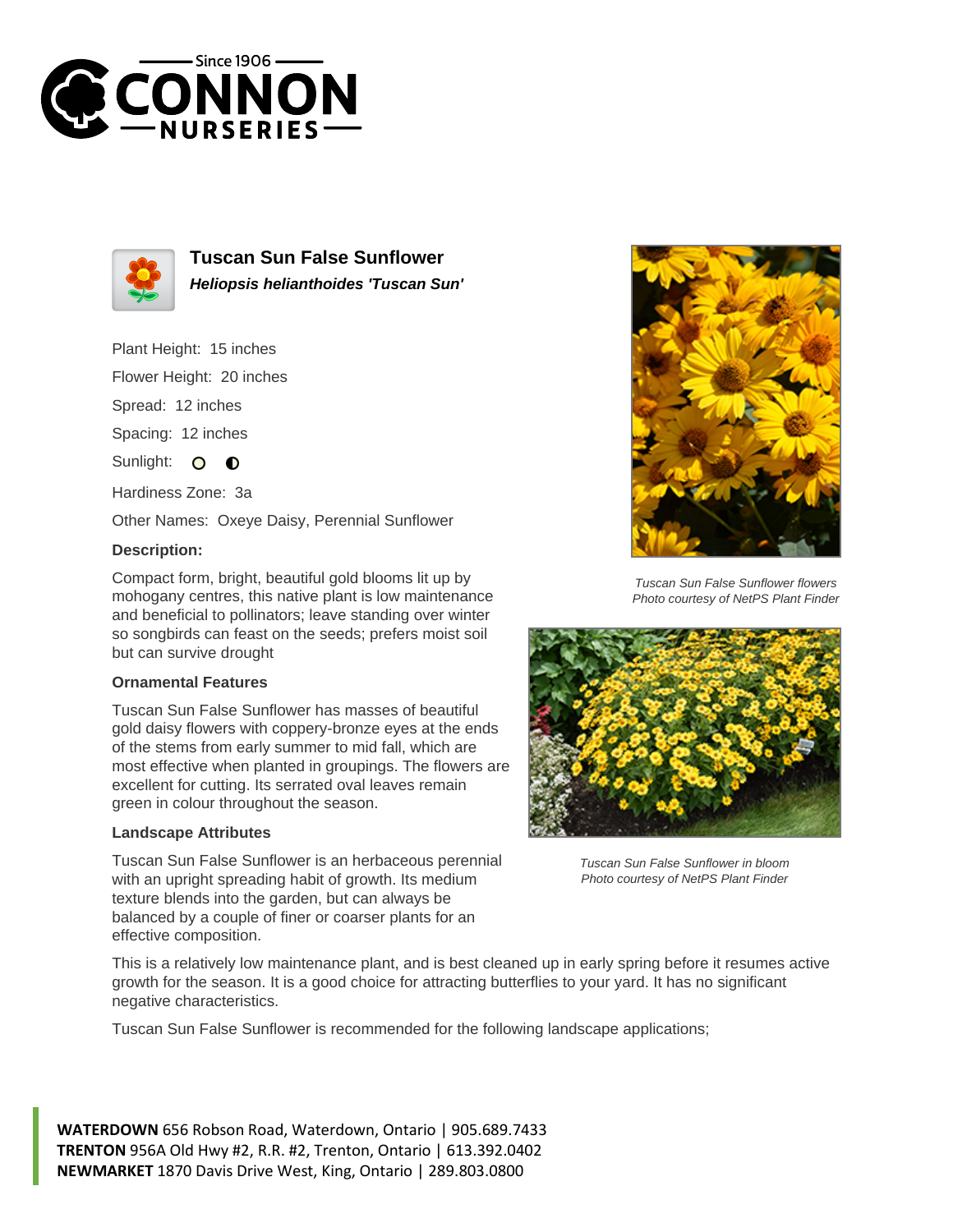# Tuscan Sun False Sunflower

***Heliopsis helianthoides 'Tuscan Sun'***

Plant Height: 15 inches

Flower Height: 20 inches

Spread: 12 inches

Spacing: 12 inches

Sunlight:

Hardiness Zone: 3a

Other Names: Oxeye Daisy, Perennial Sunflower

### Description:

Compact form, bright, beautiful gold blooms lit up by mohogany centres, this native plant is low maintenance and beneficial to pollinators; leave standing over winter so songbirds can feast on the seeds; prefers moist soil but can survive drought

### Ornamental Features

Tuscan Sun False Sunflower has masses of beautiful gold daisy flowers with coppery-bronze eyes at the ends of the stems from early summer to mid fall, which are most effective when planted in groupings. The flowers are excellent for cutting. Its serrated oval leaves remain green in colour throughout the season.

### Landscape Attributes

Tuscan Sun False Sunflower is an herbaceous perennial with an upright spreading habit of growth. Its medium texture blends into the garden, but can always be balanced by a couple of finer or coarser plants for an effective composition.

*Tuscan Sun False Sunflower flowers*
*Photo courtesy of NetPS Plant Finder*

*Tuscan Sun False Sunflower in bloom*
*Photo courtesy of NetPS Plant Finder*

This is a relatively low maintenance plant, and is best cleaned up in early spring before it resumes active growth for the season. It is a good choice for attracting butterflies to your yard. It has no significant negative characteristics.

Tuscan Sun False Sunflower is recommended for the following landscape applications;

**WATERDOWN** 656 Robson Road, Waterdown, Ontario | 905.689.7433
**TRENTON** 956A Old Hwy #2, R.R. #2, Trenton, Ontario | 613.392.0402
**NEWMARKET** 1870 Davis Drive West, King, Ontario | 289.803.0800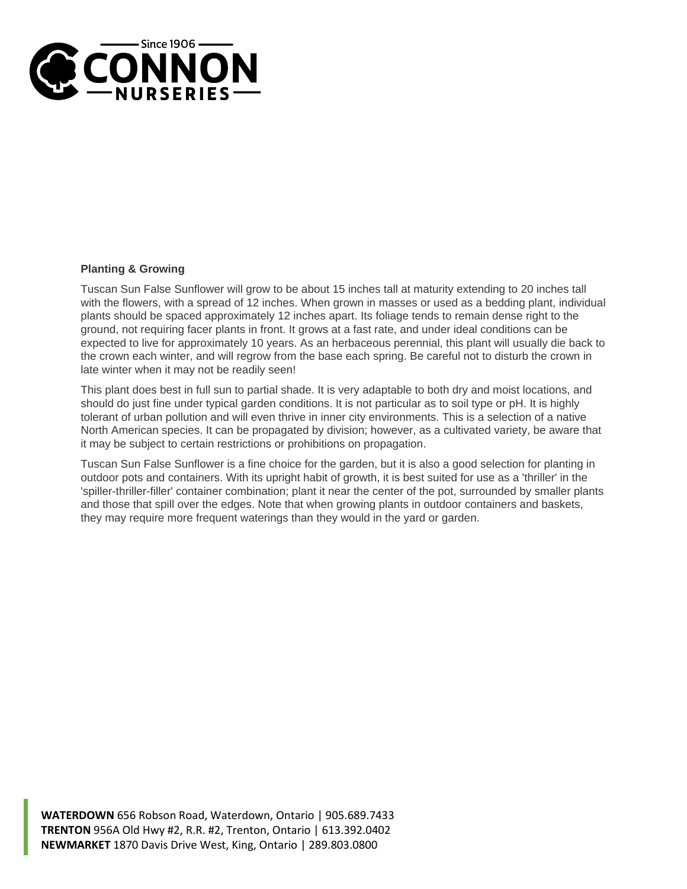**Planting & Growing**

Tuscan Sun False Sunflower will grow to be about 15 inches tall at maturity extending to 20 inches tall with the flowers, with a spread of 12 inches. When grown in masses or used as a bedding plant, individual plants should be spaced approximately 12 inches apart. Its foliage tends to remain dense right to the ground, not requiring facer plants in front. It grows at a fast rate, and under ideal conditions can be expected to live for approximately 10 years. As an herbaceous perennial, this plant will usually die back to the crown each winter, and will regrow from the base each spring. Be careful not to disturb the crown in late winter when it may not be readily seen!

This plant does best in full sun to partial shade. It is very adaptable to both dry and moist locations, and should do just fine under typical garden conditions. It is not particular as to soil type or pH. It is highly tolerant of urban pollution and will even thrive in inner city environments. This is a selection of a native North American species. It can be propagated by division; however, as a cultivated variety, be aware that it may be subject to certain restrictions or prohibitions on propagation.

Tuscan Sun False Sunflower is a fine choice for the garden, but it is also a good selection for planting in outdoor pots and containers. With its upright habit of growth, it is best suited for use as a 'thriller' in the 'spiller-thriller-filler' container combination; plant it near the center of the pot, surrounded by smaller plants and those that spill over the edges. Note that when growing plants in outdoor containers and baskets, they may require more frequent waterings than they would in the yard or garden.